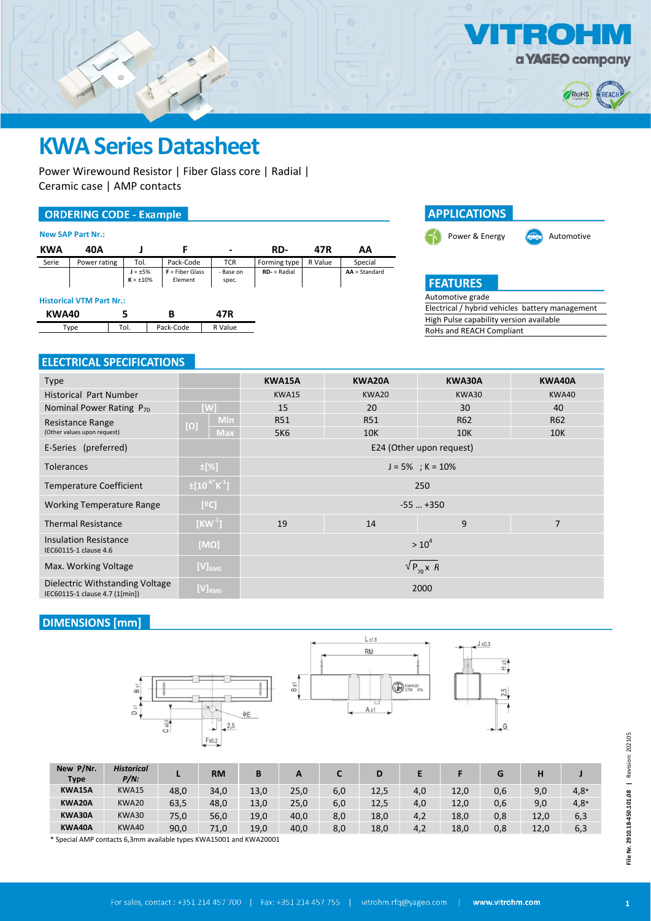# KWA Series Datasheet

Power Wirewound Resistor | Fiber Glass core | Radial | Ceramic case | AMP contacts

## ORDERING CODE - Example

**New SAP Part Nr.:**

| KWA | 40A | J | F | - | RD- | 47R | AA |
|---|---|---|---|---|---|---|---|
| Serie | Power rating | Tol. | Pack-Code | TCR | Forming type | R Value | Special |
| | | **J** = ±5%<br>**K** = ±10% | **F** = Fiber Glass Element | - Base on spec. | **RD-** = Radial | | **AA** = Standard |

**Historical VTM Part Nr.:**

| KWA40 | 5 | B | 47R |
|---|---|---|---|
| Type | Tol. | Pack-Code | R Value |

## APPLICATIONS

- Power & Energy
- Automotive

## FEATURES

- Automotive grade
- Electrical / hybrid vehicles battery management
- High Pulse capability version available
- RoHs and REACH Compliant

## ELECTRICAL SPECIFICATIONS

| Type | | | KWA15A | KWA20A | KWA30A | KWA40A |
|---|---|---|---|---|---|---|
| Historical Part Number | | | KWA15 | KWA20 | KWA30 | KWA40 |
| Nominal Power Rating $P_{70}$ | [W] | | 15 | 20 | 30 | 40 |
| Resistance Range (Other values upon request) | [Ω] | Min | R51 | R51 | R62 | R62 |
| | | Max | 5K6 | 10K | 10K | 10K |
| E-Series (preferred) | | | E24 (Other upon request) | | | |
| Tolerances | ±[%] | | J = 5% ; K = 10% | | | |
| Temperature Coefficient | $\pm[10^{-6*}K^{-1}]$ | | 250 | | | |
| Working Temperature Range | [ºC] | | -55 … +350 | | | |
| Thermal Resistance | $[KW^{-1}]$ | | 19 | 14 | 9 | 7 |
| Insulation Resistance IEC60115-1 clause 4.6 | [MΩ] | | $> 10^4$ | | | |
| Max. Working Voltage | $[V]_{RMS}$ | | $\sqrt{P_{70} \times R}$ | | | |
| Dielectric Withstanding Voltage IEC60115-1 clause 4.7 (1[min]) | $[V]_{RMS}$ | | 2000 | | | |

## DIMENSIONS [mm]

| New P/Nr. Type | *Historical P/N:* | L | RM | B | A | C | D | E | F | G | H | J |
|---|---|---|---|---|---|---|---|---|---|---|---|---|
| **KWA15A** | KWA15 | 48,0 | 34,0 | 13,0 | 25,0 | 6,0 | 12,5 | 4,0 | 12,0 | 0,6 | 9,0 | 4,8* |
| **KWA20A** | KWA20 | 63,5 | 48,0 | 13,0 | 25,0 | 6,0 | 12,5 | 4,0 | 12,0 | 0,6 | 9,0 | 4,8* |
| **KWA30A** | KWA30 | 75,0 | 56,0 | 19,0 | 40,0 | 8,0 | 18,0 | 4,2 | 18,0 | 0,8 | 12,0 | 6,3 |
| **KWA40A** | KWA40 | 90,0 | 71,0 | 19,0 | 40,0 | 8,0 | 18,0 | 4,2 | 18,0 | 0,8 | 12,0 | 6,3 |

\* Special AMP contacts 6,3mm available types KWA15001 and KWA20001

For sales, contact : +351 214 457 700 | Fax: +351 214 457 755 | vitrohm.rfq@yageo.com | www.vitrohm.com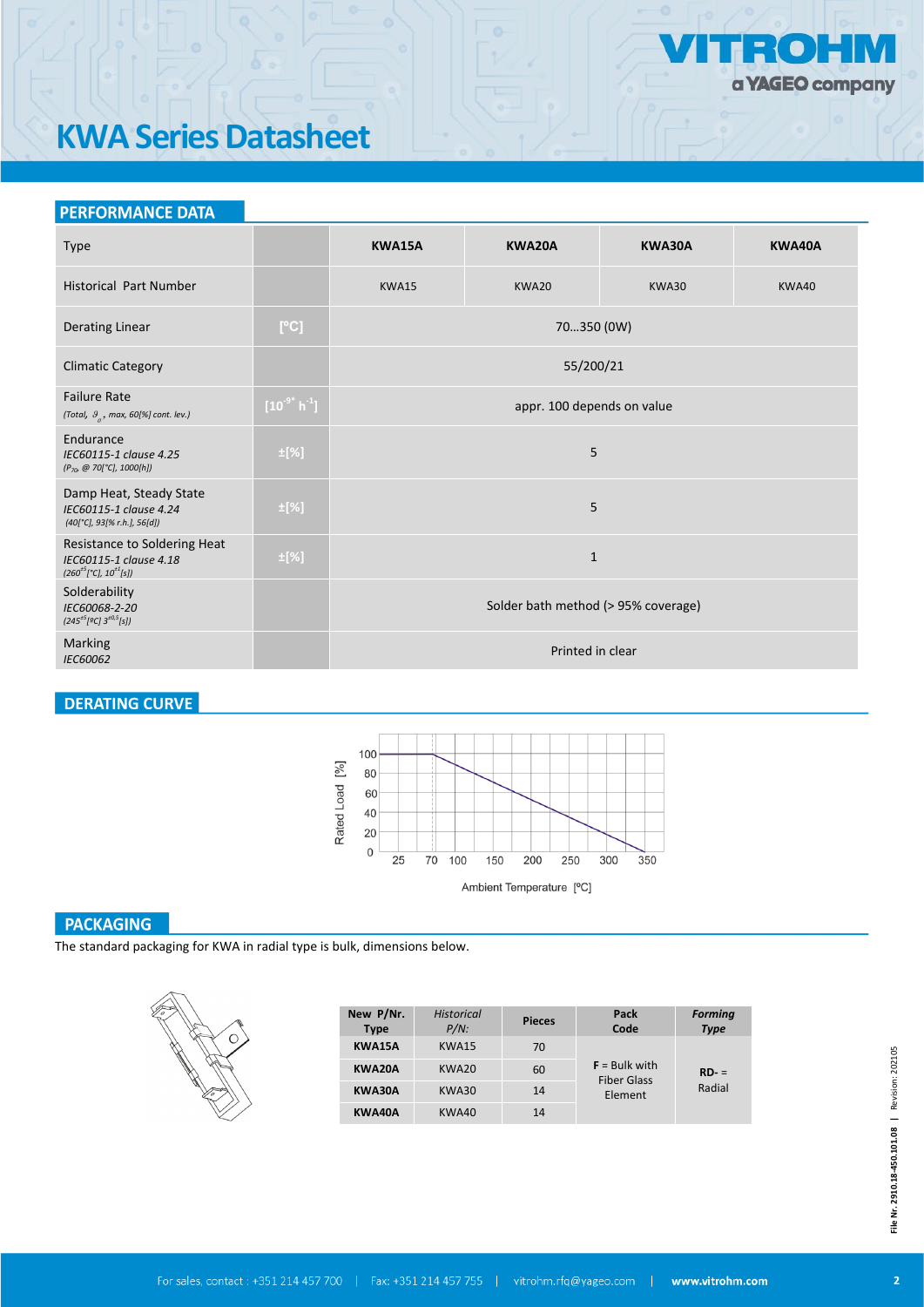# KWA Series Datasheet

## PERFORMANCE DATA

| Type | | KWA15A | KWA20A | KWA30A | KWA40A |
|---|---|---|---|---|---|
| Historical Part Number | | KWA15 | KWA20 | KWA30 | KWA40 |
| Derating Linear | [ºC] | 70…350 (0W) | | | |
| Climatic Category | | 55/200/21 | | | |
| Failure Rate<br>*(Total, $\vartheta_{o}$, max, 60[%] cont. lev.)* | $[10^{-9*}\ h^{-1}]$ | appr. 100 depends on value | | | |
| Endurance<br>*IEC60115-1 clause 4.25*<br>*($P_{70}$, @ 70[°C], 1000[h])* | ±[%] | 5 | | | |
| Damp Heat, Steady State<br>*IEC60115-1 clause 4.24*<br>*(40[°C], 93[% r.h.], 56[d])* | ±[%] | 5 | | | |
| Resistance to Soldering Heat<br>*IEC60115-1 clause 4.18*<br>*($260^{±5}$[°C], $10^{±1}$[s])* | ±[%] | 1 | | | |
| Solderability<br>*IEC60068-2-20*<br>*($245^{±5}$[ºC] $3^{±0.5}$[s])* | | Solder bath method (> 95% coverage) | | | |
| Marking<br>*IEC60062* | | Printed in clear | | | |

## DERATING CURVE

Rated Load [%]

100
80
60
40
20
0

25 70 100 150 200 250 300 350

Ambient Temperature [ºC]

## PACKAGING

The standard packaging for KWA in radial type is bulk, dimensions below.

| New P/Nr. Type | *Historical P/N:* | Pieces | Pack Code | *Forming Type* |
|---|---|---|---|---|
| **KWA15A** | KWA15 | 70 | **F** = Bulk with Fiber Glass Element | **RD-** = Radial |
| **KWA20A** | KWA20 | 60 | | |
| **KWA30A** | KWA30 | 14 | | |
| **KWA40A** | KWA40 | 14 | | |

File Nr. 2910.18-450.101.08 | Revision: 202105